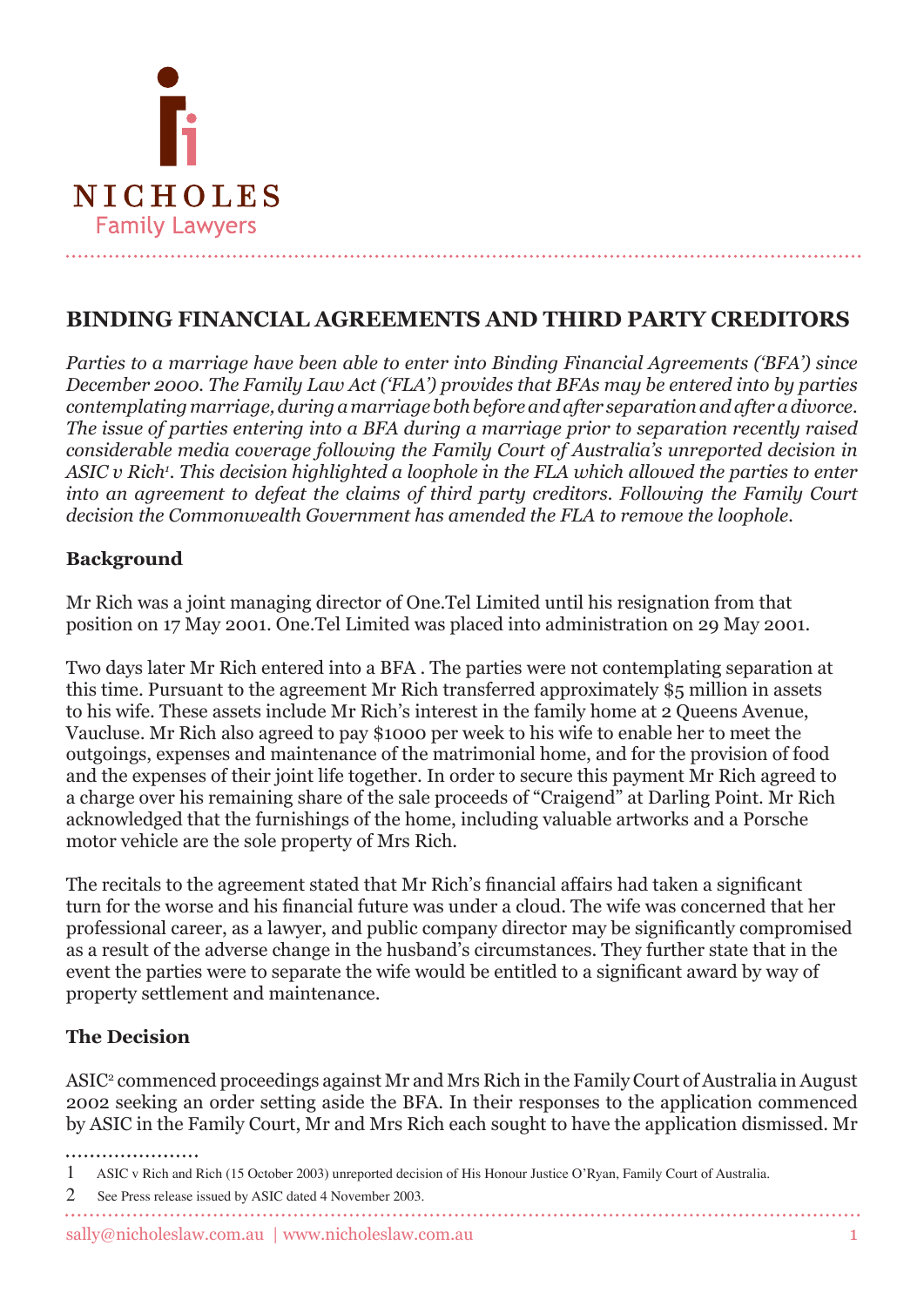NICHOLES
Family Lawyers

## BINDING FINANCIAL AGREEMENTS AND THIRD PARTY CREDITORS

*Parties to a marriage have been able to enter into Binding Financial Agreements ('BFA') since December 2000. The Family Law Act ('FLA') provides that BFAs may be entered into by parties contemplating marriage, during a marriage both before and after separation and after a divorce. The issue of parties entering into a BFA during a marriage prior to separation recently raised considerable media coverage following the Family Court of Australia's unreported decision in ASIC v Rich[1]. This decision highlighted a loophole in the FLA which allowed the parties to enter into an agreement to defeat the claims of third party creditors. Following the Family Court decision the Commonwealth Government has amended the FLA to remove the loophole.*

### Background

Mr Rich was a joint managing director of One.Tel Limited until his resignation from that position on 17 May 2001. One.Tel Limited was placed into administration on 29 May 2001.

Two days later Mr Rich entered into a BFA . The parties were not contemplating separation at this time. Pursuant to the agreement Mr Rich transferred approximately $5 million in assets to his wife. These assets include Mr Rich's interest in the family home at 2 Queens Avenue, Vaucluse. Mr Rich also agreed to pay $1000 per week to his wife to enable her to meet the outgoings, expenses and maintenance of the matrimonial home, and for the provision of food and the expenses of their joint life together. In order to secure this payment Mr Rich agreed to a charge over his remaining share of the sale proceeds of "Craigend" at Darling Point. Mr Rich acknowledged that the furnishings of the home, including valuable artworks and a Porsche motor vehicle are the sole property of Mrs Rich.

The recitals to the agreement stated that Mr Rich's financial affairs had taken a significant turn for the worse and his financial future was under a cloud. The wife was concerned that her professional career, as a lawyer, and public company director may be significantly compromised as a result of the adverse change in the husband's circumstances. They further state that in the event the parties were to separate the wife would be entitled to a significant award by way of property settlement and maintenance.

### The Decision

ASIC[2] commenced proceedings against Mr and Mrs Rich in the Family Court of Australia in August 2002 seeking an order setting aside the BFA. In their responses to the application commenced by ASIC in the Family Court, Mr and Mrs Rich each sought to have the application dismissed. Mr

---

1 ASIC v Rich and Rich (15 October 2003) unreported decision of His Honour Justice O'Ryan, Family Court of Australia.

2 See Press release issued by ASIC dated 4 November 2003.

sally@nicholeslaw.com.au | www.nicholeslaw.com.au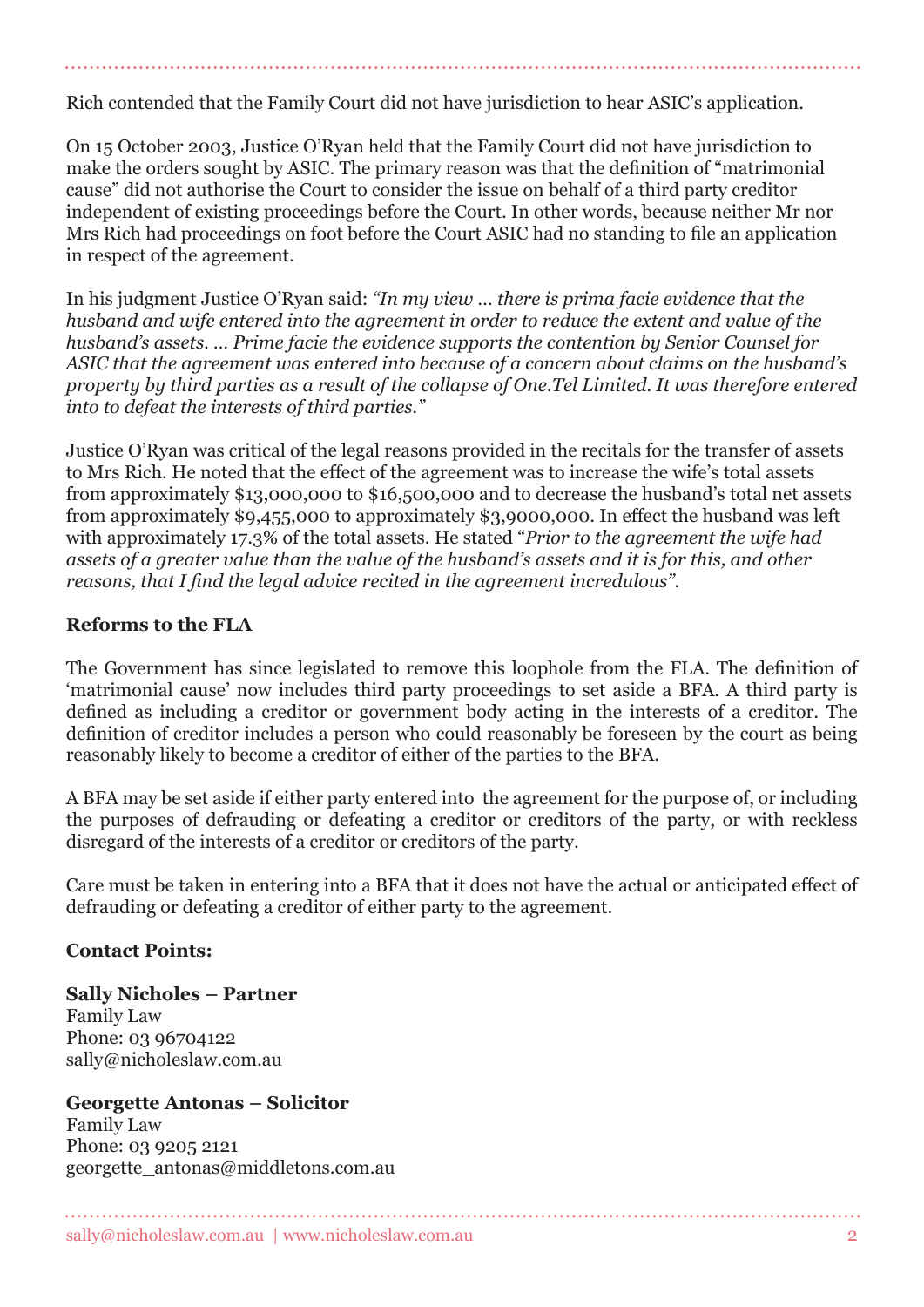Rich contended that the Family Court did not have jurisdiction to hear ASIC's application.

On 15 October 2003, Justice O'Ryan held that the Family Court did not have jurisdiction to make the orders sought by ASIC. The primary reason was that the definition of "matrimonial cause" did not authorise the Court to consider the issue on behalf of a third party creditor independent of existing proceedings before the Court. In other words, because neither Mr nor Mrs Rich had proceedings on foot before the Court ASIC had no standing to file an application in respect of the agreement.

In his judgment Justice O'Ryan said: *"In my view … there is prima facie evidence that the husband and wife entered into the agreement in order to reduce the extent and value of the husband's assets. … Prime facie the evidence supports the contention by Senior Counsel for ASIC that the agreement was entered into because of a concern about claims on the husband's property by third parties as a result of the collapse of One.Tel Limited. It was therefore entered into to defeat the interests of third parties."*

Justice O'Ryan was critical of the legal reasons provided in the recitals for the transfer of assets to Mrs Rich. He noted that the effect of the agreement was to increase the wife's total assets from approximately $13,000,000 to $16,500,000 and to decrease the husband's total net assets from approximately $9,455,000 to approximately $3,9000,000. In effect the husband was left with approximately 17.3% of the total assets. He stated "*Prior to the agreement the wife had assets of a greater value than the value of the husband's assets and it is for this, and other reasons, that I find the legal advice recited in the agreement incredulous"*.

**Reforms to the FLA**

The Government has since legislated to remove this loophole from the FLA. The definition of 'matrimonial cause' now includes third party proceedings to set aside a BFA. A third party is defined as including a creditor or government body acting in the interests of a creditor. The definition of creditor includes a person who could reasonably be foreseen by the court as being reasonably likely to become a creditor of either of the parties to the BFA.

A BFA may be set aside if either party entered into the agreement for the purpose of, or including the purposes of defrauding or defeating a creditor or creditors of the party, or with reckless disregard of the interests of a creditor or creditors of the party.

Care must be taken in entering into a BFA that it does not have the actual or anticipated effect of defrauding or defeating a creditor of either party to the agreement.

**Contact Points:**

**Sally Nicholes – Partner**
Family Law
Phone: 03 96704122
sally@nicholeslaw.com.au

**Georgette Antonas – Solicitor**
Family Law
Phone: 03 9205 2121
georgette_antonas@middletons.com.au